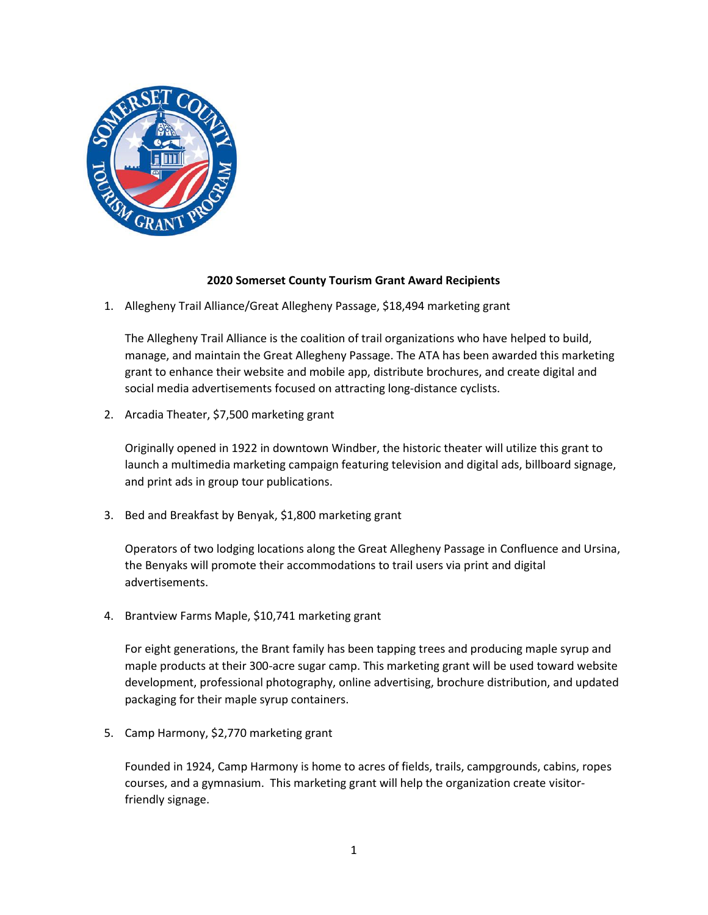**2020 Somerset County Tourism Grant Award Recipients**

1. Allegheny Trail Alliance/Great Allegheny Passage, $18,494 marketing grant

   The Allegheny Trail Alliance is the coalition of trail organizations who have helped to build, manage, and maintain the Great Allegheny Passage. The ATA has been awarded this marketing grant to enhance their website and mobile app, distribute brochures, and create digital and social media advertisements focused on attracting long-distance cyclists.

2. Arcadia Theater, $7,500 marketing grant

   Originally opened in 1922 in downtown Windber, the historic theater will utilize this grant to launch a multimedia marketing campaign featuring television and digital ads, billboard signage, and print ads in group tour publications.

3. Bed and Breakfast by Benyak, $1,800 marketing grant

   Operators of two lodging locations along the Great Allegheny Passage in Confluence and Ursina, the Benyaks will promote their accommodations to trail users via print and digital advertisements.

4. Brantview Farms Maple, $10,741 marketing grant

   For eight generations, the Brant family has been tapping trees and producing maple syrup and maple products at their 300-acre sugar camp. This marketing grant will be used toward website development, professional photography, online advertising, brochure distribution, and updated packaging for their maple syrup containers.

5. Camp Harmony, $2,770 marketing grant

   Founded in 1924, Camp Harmony is home to acres of fields, trails, campgrounds, cabins, ropes courses, and a gymnasium. This marketing grant will help the organization create visitor-friendly signage.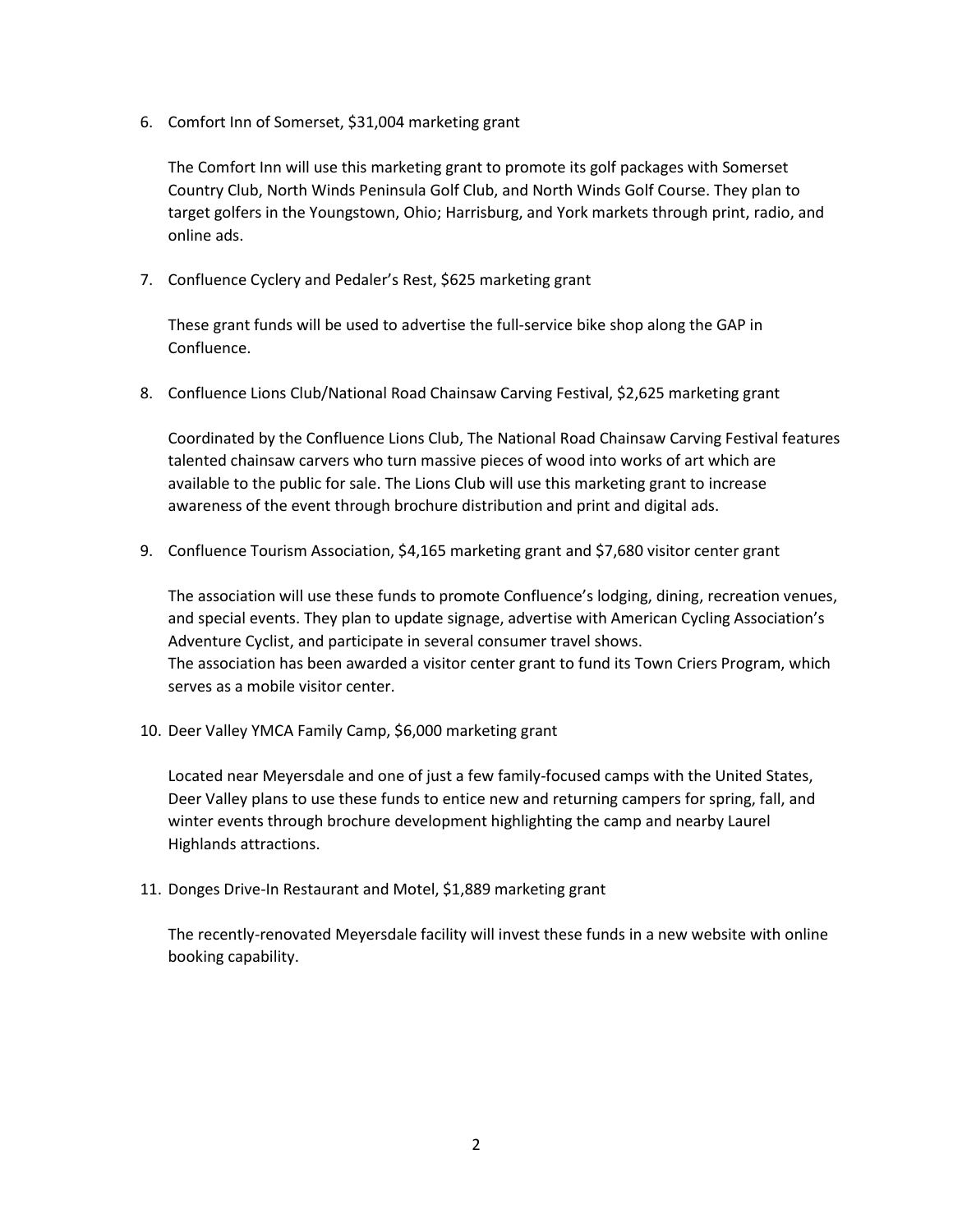6. Comfort Inn of Somerset, $31,004 marketing grant

   The Comfort Inn will use this marketing grant to promote its golf packages with Somerset Country Club, North Winds Peninsula Golf Club, and North Winds Golf Course. They plan to target golfers in the Youngstown, Ohio; Harrisburg, and York markets through print, radio, and online ads.

7. Confluence Cyclery and Pedaler's Rest, $625 marketing grant

   These grant funds will be used to advertise the full-service bike shop along the GAP in Confluence.

8. Confluence Lions Club/National Road Chainsaw Carving Festival, $2,625 marketing grant

   Coordinated by the Confluence Lions Club, The National Road Chainsaw Carving Festival features talented chainsaw carvers who turn massive pieces of wood into works of art which are available to the public for sale. The Lions Club will use this marketing grant to increase awareness of the event through brochure distribution and print and digital ads.

9. Confluence Tourism Association, $4,165 marketing grant and $7,680 visitor center grant

   The association will use these funds to promote Confluence's lodging, dining, recreation venues, and special events. They plan to update signage, advertise with American Cycling Association's Adventure Cyclist, and participate in several consumer travel shows.
   The association has been awarded a visitor center grant to fund its Town Criers Program, which serves as a mobile visitor center.

10. Deer Valley YMCA Family Camp, $6,000 marketing grant

    Located near Meyersdale and one of just a few family-focused camps with the United States, Deer Valley plans to use these funds to entice new and returning campers for spring, fall, and winter events through brochure development highlighting the camp and nearby Laurel Highlands attractions.

11. Donges Drive-In Restaurant and Motel, $1,889 marketing grant

    The recently-renovated Meyersdale facility will invest these funds in a new website with online booking capability.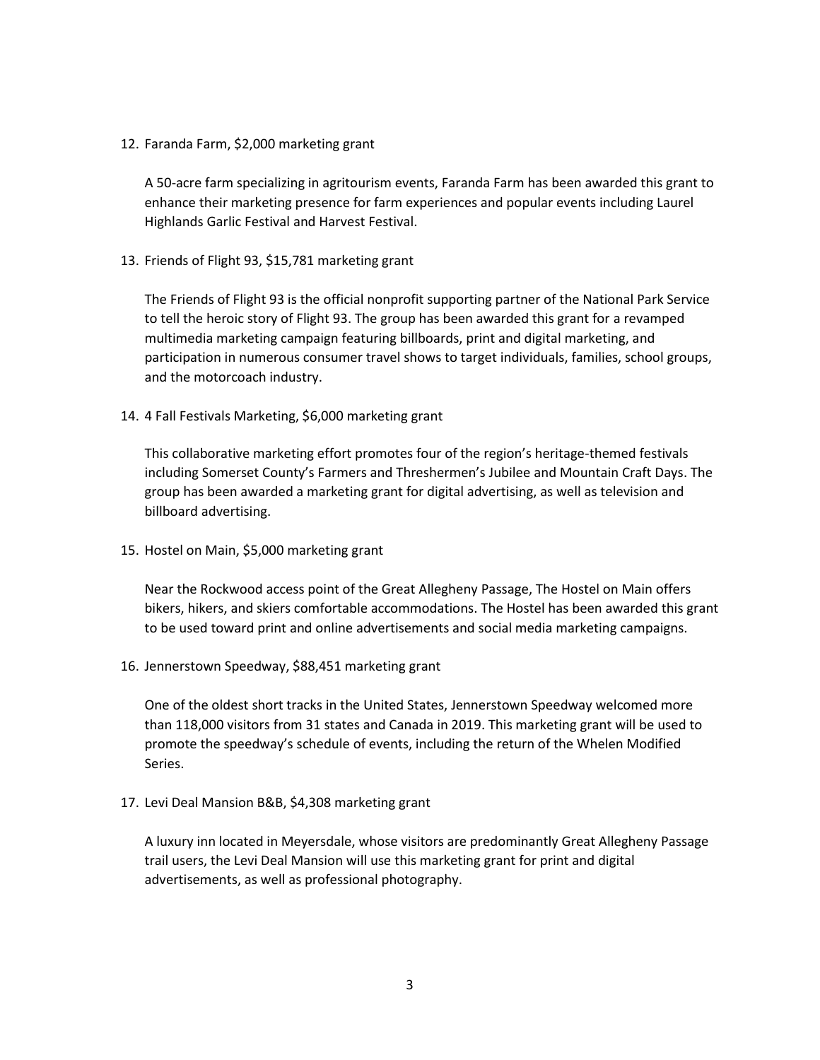12. Faranda Farm, $2,000 marketing grant

    A 50-acre farm specializing in agritourism events, Faranda Farm has been awarded this grant to enhance their marketing presence for farm experiences and popular events including Laurel Highlands Garlic Festival and Harvest Festival.

13. Friends of Flight 93, $15,781 marketing grant

    The Friends of Flight 93 is the official nonprofit supporting partner of the National Park Service to tell the heroic story of Flight 93. The group has been awarded this grant for a revamped multimedia marketing campaign featuring billboards, print and digital marketing, and participation in numerous consumer travel shows to target individuals, families, school groups, and the motorcoach industry.

14. 4 Fall Festivals Marketing, $6,000 marketing grant

    This collaborative marketing effort promotes four of the region's heritage-themed festivals including Somerset County's Farmers and Threshermen's Jubilee and Mountain Craft Days. The group has been awarded a marketing grant for digital advertising, as well as television and billboard advertising.

15. Hostel on Main, $5,000 marketing grant

    Near the Rockwood access point of the Great Allegheny Passage, The Hostel on Main offers bikers, hikers, and skiers comfortable accommodations. The Hostel has been awarded this grant to be used toward print and online advertisements and social media marketing campaigns.

16. Jennerstown Speedway, $88,451 marketing grant

    One of the oldest short tracks in the United States, Jennerstown Speedway welcomed more than 118,000 visitors from 31 states and Canada in 2019. This marketing grant will be used to promote the speedway's schedule of events, including the return of the Whelen Modified Series.

17. Levi Deal Mansion B&B, $4,308 marketing grant

    A luxury inn located in Meyersdale, whose visitors are predominantly Great Allegheny Passage trail users, the Levi Deal Mansion will use this marketing grant for print and digital advertisements, as well as professional photography.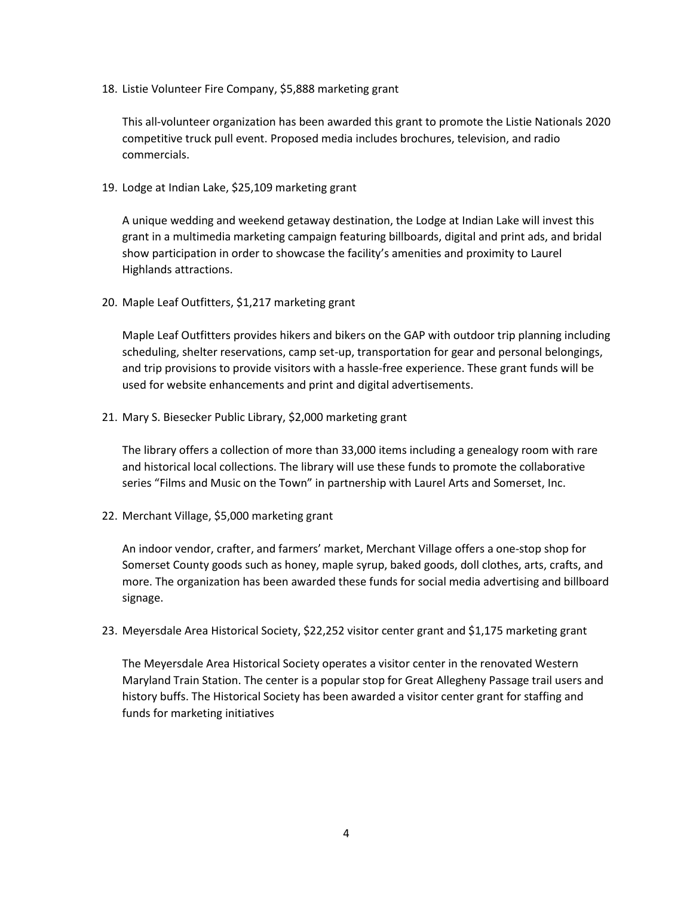18. Listie Volunteer Fire Company, $5,888 marketing grant

    This all-volunteer organization has been awarded this grant to promote the Listie Nationals 2020 competitive truck pull event. Proposed media includes brochures, television, and radio commercials.

19. Lodge at Indian Lake, $25,109 marketing grant

    A unique wedding and weekend getaway destination, the Lodge at Indian Lake will invest this grant in a multimedia marketing campaign featuring billboards, digital and print ads, and bridal show participation in order to showcase the facility's amenities and proximity to Laurel Highlands attractions.

20. Maple Leaf Outfitters, $1,217 marketing grant

    Maple Leaf Outfitters provides hikers and bikers on the GAP with outdoor trip planning including scheduling, shelter reservations, camp set-up, transportation for gear and personal belongings, and trip provisions to provide visitors with a hassle-free experience. These grant funds will be used for website enhancements and print and digital advertisements.

21. Mary S. Biesecker Public Library, $2,000 marketing grant

    The library offers a collection of more than 33,000 items including a genealogy room with rare and historical local collections. The library will use these funds to promote the collaborative series "Films and Music on the Town" in partnership with Laurel Arts and Somerset, Inc.

22. Merchant Village, $5,000 marketing grant

    An indoor vendor, crafter, and farmers' market, Merchant Village offers a one-stop shop for Somerset County goods such as honey, maple syrup, baked goods, doll clothes, arts, crafts, and more. The organization has been awarded these funds for social media advertising and billboard signage.

23. Meyersdale Area Historical Society, $22,252 visitor center grant and $1,175 marketing grant

    The Meyersdale Area Historical Society operates a visitor center in the renovated Western Maryland Train Station. The center is a popular stop for Great Allegheny Passage trail users and history buffs. The Historical Society has been awarded a visitor center grant for staffing and funds for marketing initiatives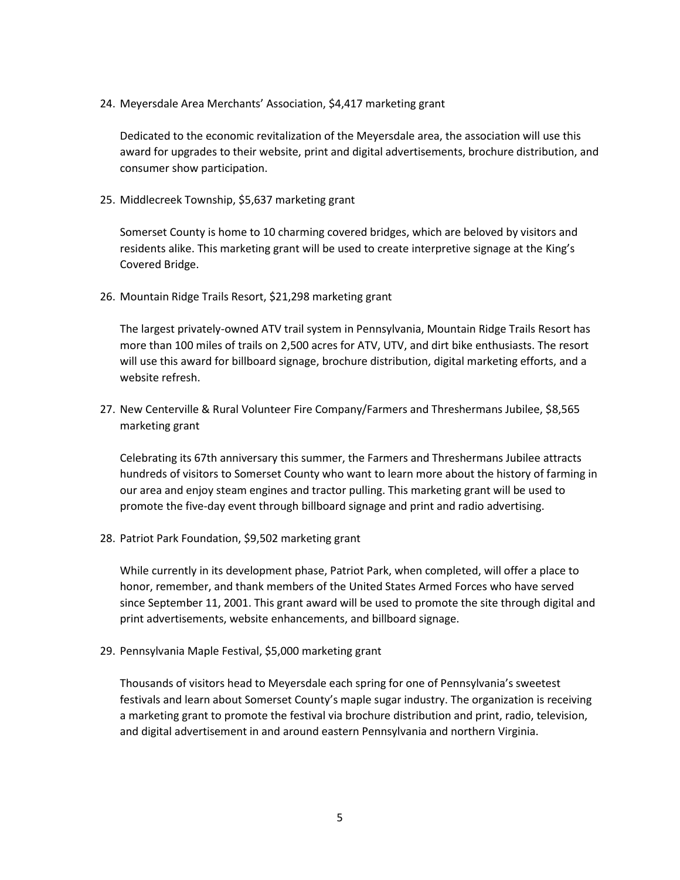24. Meyersdale Area Merchants' Association, $4,417 marketing grant

    Dedicated to the economic revitalization of the Meyersdale area, the association will use this award for upgrades to their website, print and digital advertisements, brochure distribution, and consumer show participation.

25. Middlecreek Township, $5,637 marketing grant

    Somerset County is home to 10 charming covered bridges, which are beloved by visitors and residents alike. This marketing grant will be used to create interpretive signage at the King's Covered Bridge.

26. Mountain Ridge Trails Resort, $21,298 marketing grant

    The largest privately-owned ATV trail system in Pennsylvania, Mountain Ridge Trails Resort has more than 100 miles of trails on 2,500 acres for ATV, UTV, and dirt bike enthusiasts. The resort will use this award for billboard signage, brochure distribution, digital marketing efforts, and a website refresh.

27. New Centerville & Rural Volunteer Fire Company/Farmers and Threshermans Jubilee, $8,565 marketing grant

    Celebrating its 67th anniversary this summer, the Farmers and Threshermans Jubilee attracts hundreds of visitors to Somerset County who want to learn more about the history of farming in our area and enjoy steam engines and tractor pulling. This marketing grant will be used to promote the five-day event through billboard signage and print and radio advertising.

28. Patriot Park Foundation, $9,502 marketing grant

    While currently in its development phase, Patriot Park, when completed, will offer a place to honor, remember, and thank members of the United States Armed Forces who have served since September 11, 2001. This grant award will be used to promote the site through digital and print advertisements, website enhancements, and billboard signage.

29. Pennsylvania Maple Festival, $5,000 marketing grant

    Thousands of visitors head to Meyersdale each spring for one of Pennsylvania's sweetest festivals and learn about Somerset County's maple sugar industry. The organization is receiving a marketing grant to promote the festival via brochure distribution and print, radio, television, and digital advertisement in and around eastern Pennsylvania and northern Virginia.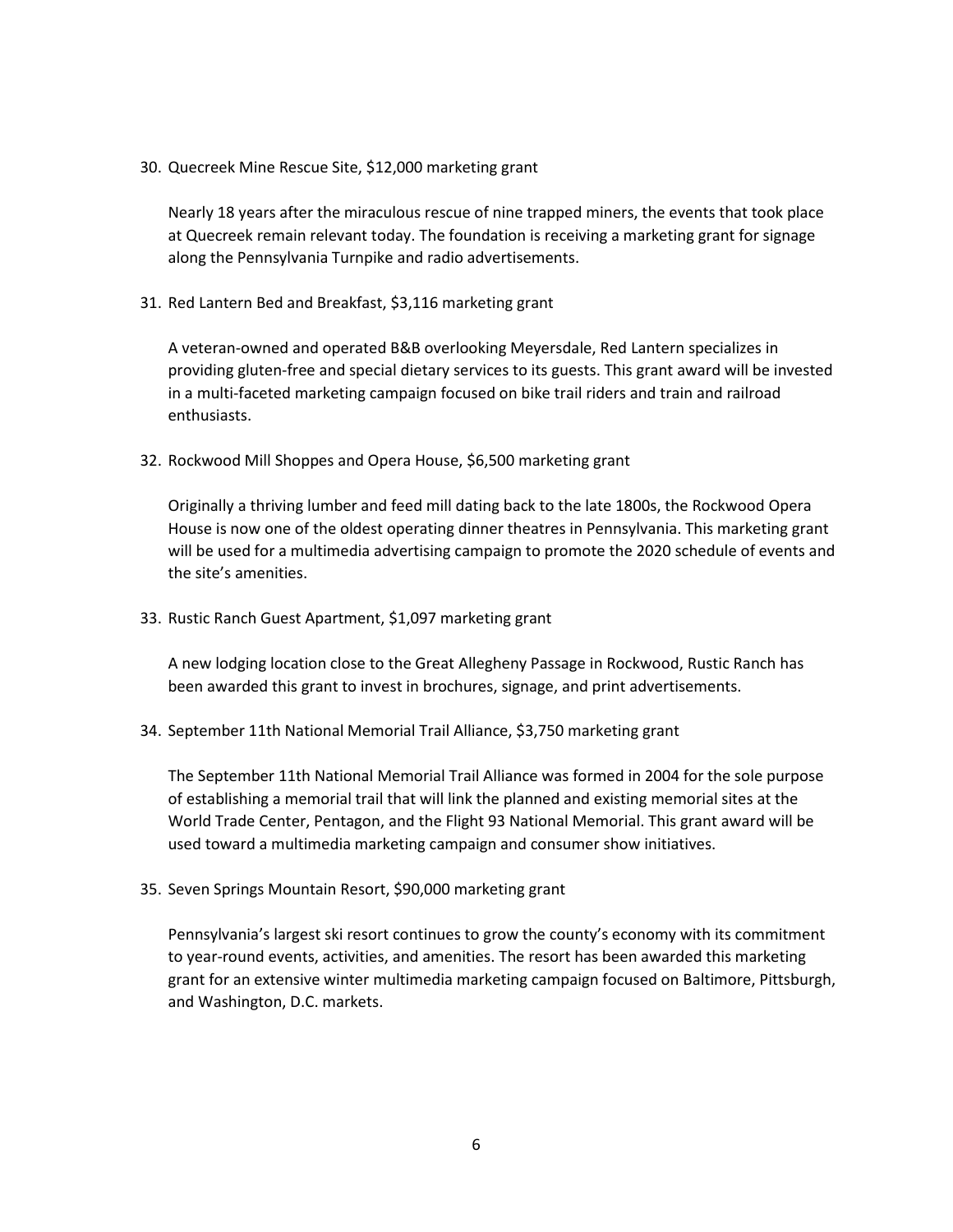30. Quecreek Mine Rescue Site, $12,000 marketing grant

    Nearly 18 years after the miraculous rescue of nine trapped miners, the events that took place at Quecreek remain relevant today. The foundation is receiving a marketing grant for signage along the Pennsylvania Turnpike and radio advertisements.

31. Red Lantern Bed and Breakfast, $3,116 marketing grant

    A veteran-owned and operated B&B overlooking Meyersdale, Red Lantern specializes in providing gluten-free and special dietary services to its guests. This grant award will be invested in a multi-faceted marketing campaign focused on bike trail riders and train and railroad enthusiasts.

32. Rockwood Mill Shoppes and Opera House, $6,500 marketing grant

    Originally a thriving lumber and feed mill dating back to the late 1800s, the Rockwood Opera House is now one of the oldest operating dinner theatres in Pennsylvania. This marketing grant will be used for a multimedia advertising campaign to promote the 2020 schedule of events and the site's amenities.

33. Rustic Ranch Guest Apartment, $1,097 marketing grant

    A new lodging location close to the Great Allegheny Passage in Rockwood, Rustic Ranch has been awarded this grant to invest in brochures, signage, and print advertisements.

34. September 11th National Memorial Trail Alliance, $3,750 marketing grant

    The September 11th National Memorial Trail Alliance was formed in 2004 for the sole purpose of establishing a memorial trail that will link the planned and existing memorial sites at the World Trade Center, Pentagon, and the Flight 93 National Memorial. This grant award will be used toward a multimedia marketing campaign and consumer show initiatives.

35. Seven Springs Mountain Resort, $90,000 marketing grant

    Pennsylvania's largest ski resort continues to grow the county's economy with its commitment to year-round events, activities, and amenities. The resort has been awarded this marketing grant for an extensive winter multimedia marketing campaign focused on Baltimore, Pittsburgh, and Washington, D.C. markets.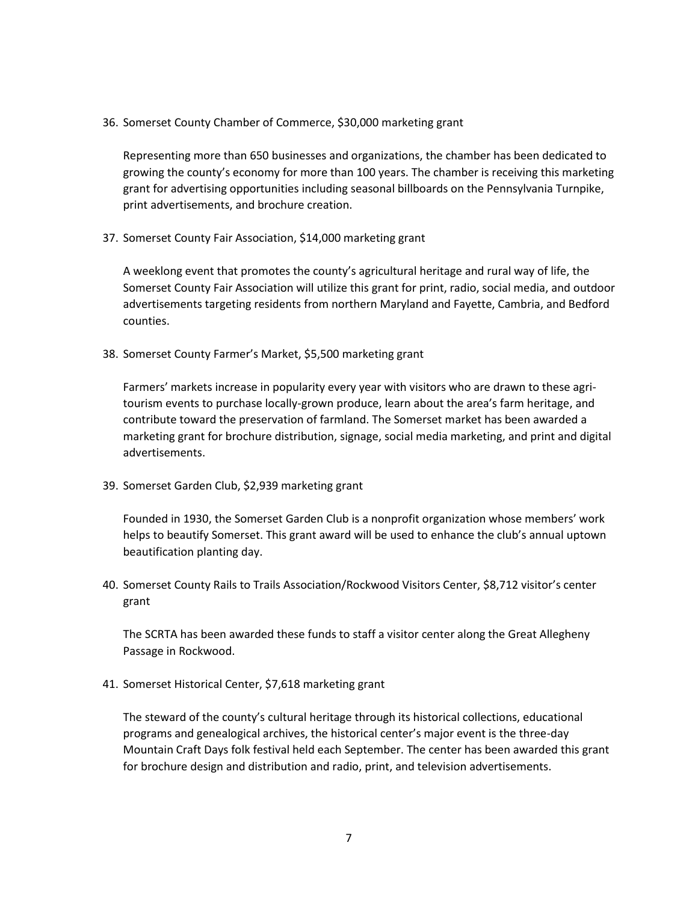36. Somerset County Chamber of Commerce, $30,000 marketing grant

    Representing more than 650 businesses and organizations, the chamber has been dedicated to growing the county's economy for more than 100 years. The chamber is receiving this marketing grant for advertising opportunities including seasonal billboards on the Pennsylvania Turnpike, print advertisements, and brochure creation.

37. Somerset County Fair Association, $14,000 marketing grant

    A weeklong event that promotes the county's agricultural heritage and rural way of life, the Somerset County Fair Association will utilize this grant for print, radio, social media, and outdoor advertisements targeting residents from northern Maryland and Fayette, Cambria, and Bedford counties.

38. Somerset County Farmer's Market, $5,500 marketing grant

    Farmers' markets increase in popularity every year with visitors who are drawn to these agri-tourism events to purchase locally-grown produce, learn about the area's farm heritage, and contribute toward the preservation of farmland. The Somerset market has been awarded a marketing grant for brochure distribution, signage, social media marketing, and print and digital advertisements.

39. Somerset Garden Club, $2,939 marketing grant

    Founded in 1930, the Somerset Garden Club is a nonprofit organization whose members' work helps to beautify Somerset. This grant award will be used to enhance the club's annual uptown beautification planting day.

40. Somerset County Rails to Trails Association/Rockwood Visitors Center, $8,712 visitor's center grant

    The SCRTA has been awarded these funds to staff a visitor center along the Great Allegheny Passage in Rockwood.

41. Somerset Historical Center, $7,618 marketing grant

    The steward of the county's cultural heritage through its historical collections, educational programs and genealogical archives, the historical center's major event is the three-day Mountain Craft Days folk festival held each September. The center has been awarded this grant for brochure design and distribution and radio, print, and television advertisements.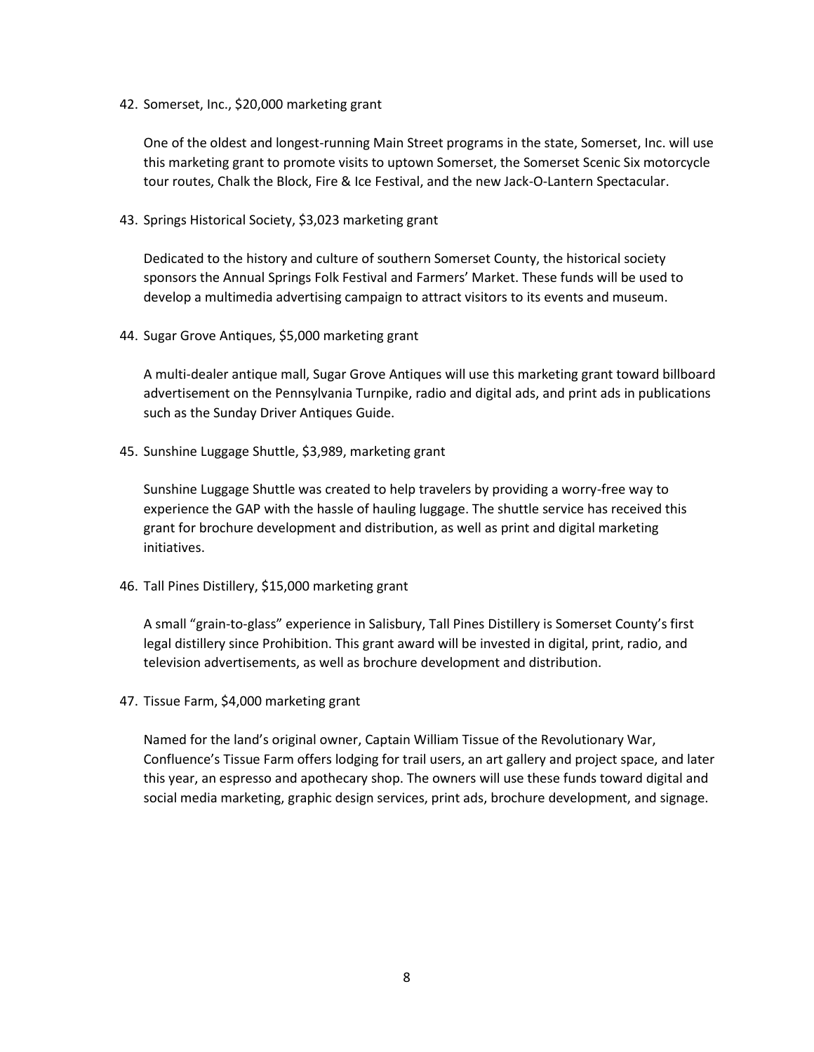42. Somerset, Inc., $20,000 marketing grant

    One of the oldest and longest-running Main Street programs in the state, Somerset, Inc. will use this marketing grant to promote visits to uptown Somerset, the Somerset Scenic Six motorcycle tour routes, Chalk the Block, Fire & Ice Festival, and the new Jack-O-Lantern Spectacular.

43. Springs Historical Society, $3,023 marketing grant

    Dedicated to the history and culture of southern Somerset County, the historical society sponsors the Annual Springs Folk Festival and Farmers' Market. These funds will be used to develop a multimedia advertising campaign to attract visitors to its events and museum.

44. Sugar Grove Antiques, $5,000 marketing grant

    A multi-dealer antique mall, Sugar Grove Antiques will use this marketing grant toward billboard advertisement on the Pennsylvania Turnpike, radio and digital ads, and print ads in publications such as the Sunday Driver Antiques Guide.

45. Sunshine Luggage Shuttle, $3,989, marketing grant

    Sunshine Luggage Shuttle was created to help travelers by providing a worry-free way to experience the GAP with the hassle of hauling luggage. The shuttle service has received this grant for brochure development and distribution, as well as print and digital marketing initiatives.

46. Tall Pines Distillery, $15,000 marketing grant

    A small "grain-to-glass" experience in Salisbury, Tall Pines Distillery is Somerset County's first legal distillery since Prohibition. This grant award will be invested in digital, print, radio, and television advertisements, as well as brochure development and distribution.

47. Tissue Farm, $4,000 marketing grant

    Named for the land's original owner, Captain William Tissue of the Revolutionary War, Confluence's Tissue Farm offers lodging for trail users, an art gallery and project space, and later this year, an espresso and apothecary shop. The owners will use these funds toward digital and social media marketing, graphic design services, print ads, brochure development, and signage.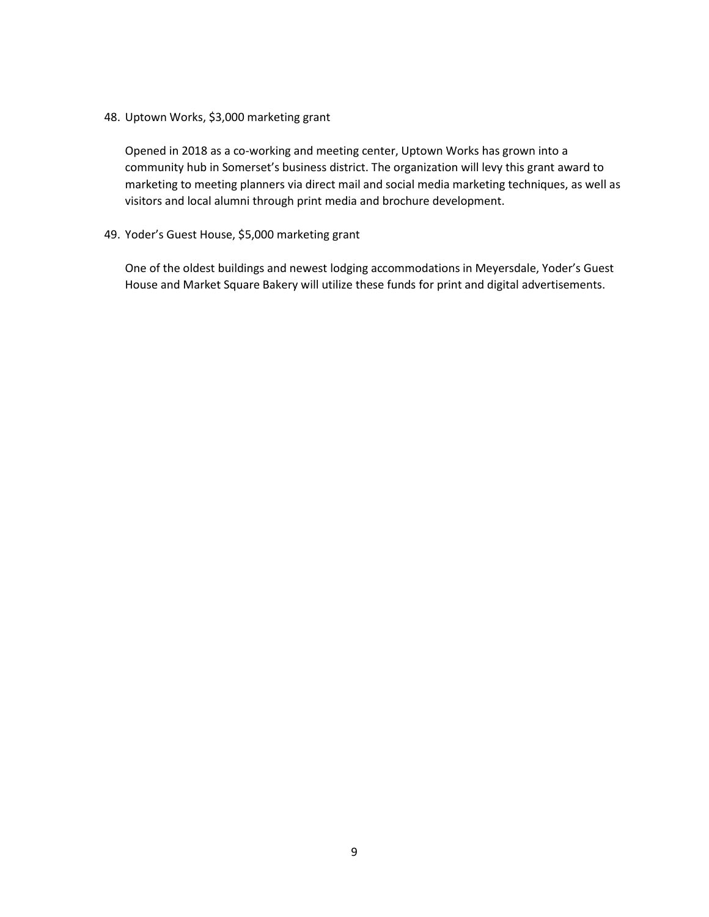48. Uptown Works, $3,000 marketing grant

    Opened in 2018 as a co-working and meeting center, Uptown Works has grown into a community hub in Somerset's business district. The organization will levy this grant award to marketing to meeting planners via direct mail and social media marketing techniques, as well as visitors and local alumni through print media and brochure development.

49. Yoder's Guest House, $5,000 marketing grant

    One of the oldest buildings and newest lodging accommodations in Meyersdale, Yoder's Guest House and Market Square Bakery will utilize these funds for print and digital advertisements.